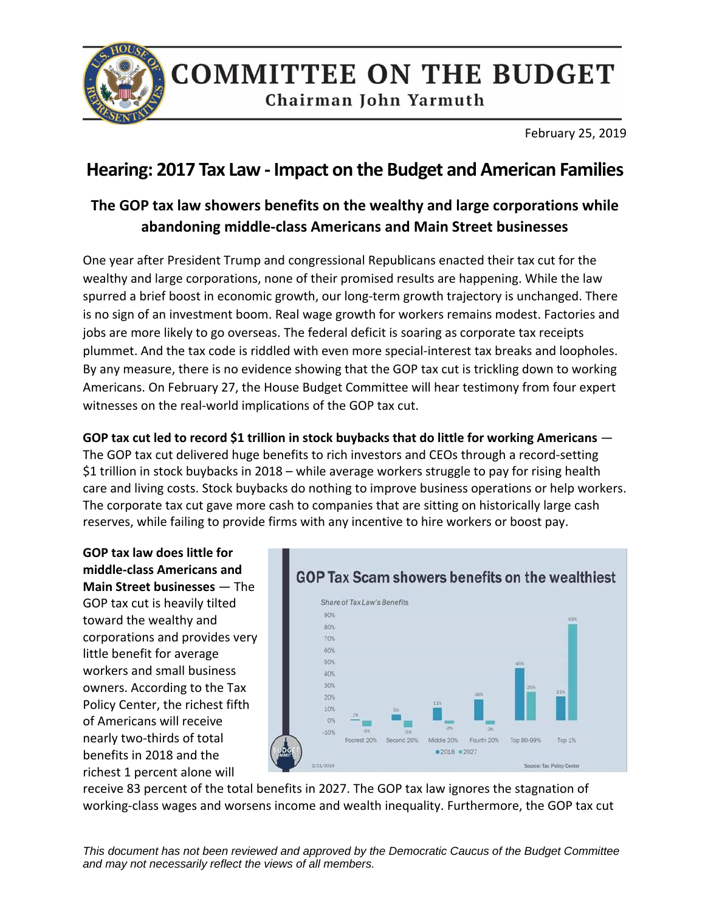# COMMITTEE ON THE BUDGET

**Chairman John Yarmuth**

February 25, 2019

## Hearing: 2017 Tax Law - Impact on the Budget and American Families

### The GOP tax law showers benefits on the wealthy and large corporations while abandoning middle-class Americans and Main Street businesses

One year after President Trump and congressional Republicans enacted their tax cut for the wealthy and large corporations, none of their promised results are happening. While the law spurred a brief boost in economic growth, our long-term growth trajectory is unchanged. There is no sign of an investment boom. Real wage growth for workers remains modest. Factories and jobs are more likely to go overseas. The federal deficit is soaring as corporate tax receipts plummet. And the tax code is riddled with even more special-interest tax breaks and loopholes. By any measure, there is no evidence showing that the GOP tax cut is trickling down to working Americans. On February 27, the House Budget Committee will hear testimony from four expert witnesses on the real-world implications of the GOP tax cut.

**GOP tax cut led to record $1 trillion in stock buybacks that do little for working Americans** — The GOP tax cut delivered huge benefits to rich investors and CEOs through a record-setting $1 trillion in stock buybacks in 2018 – while average workers struggle to pay for rising health care and living costs. Stock buybacks do nothing to improve business operations or help workers. The corporate tax cut gave more cash to companies that are sitting on historically large cash reserves, while failing to provide firms with any incentive to hire workers or boost pay.

**GOP tax law does little for middle-class Americans and Main Street businesses** — The GOP tax cut is heavily tilted toward the wealthy and corporations and provides very little benefit for average workers and small business owners. According to the Tax Policy Center, the richest fifth of Americans will receive nearly two-thirds of total benefits in 2018 and the richest 1 percent alone will receive 83 percent of the total benefits in 2027. The GOP tax law ignores the stagnation of working-class wages and worsens income and wealth inequality. Furthermore, the GOP tax cut

**GOP Tax Scam showers benefits on the wealthiest**

*Share of Tax Law's Benefits*

| | Poorest 20% | Second 20% | Middle 20% | Fourth 20% | Top 80-99% | Top 1% |
|---|---|---|---|---|---|---|
| 2018 | 1% | 5% | 11% | 18% | 45% | 21% |
| 2027 | -5% | -5% | -2% | -3% | 20% | 83% |

2/21/2019 — Source: Tax Policy Center

*This document has not been reviewed and approved by the Democratic Caucus of the Budget Committee and may not necessarily reflect the views of all members.*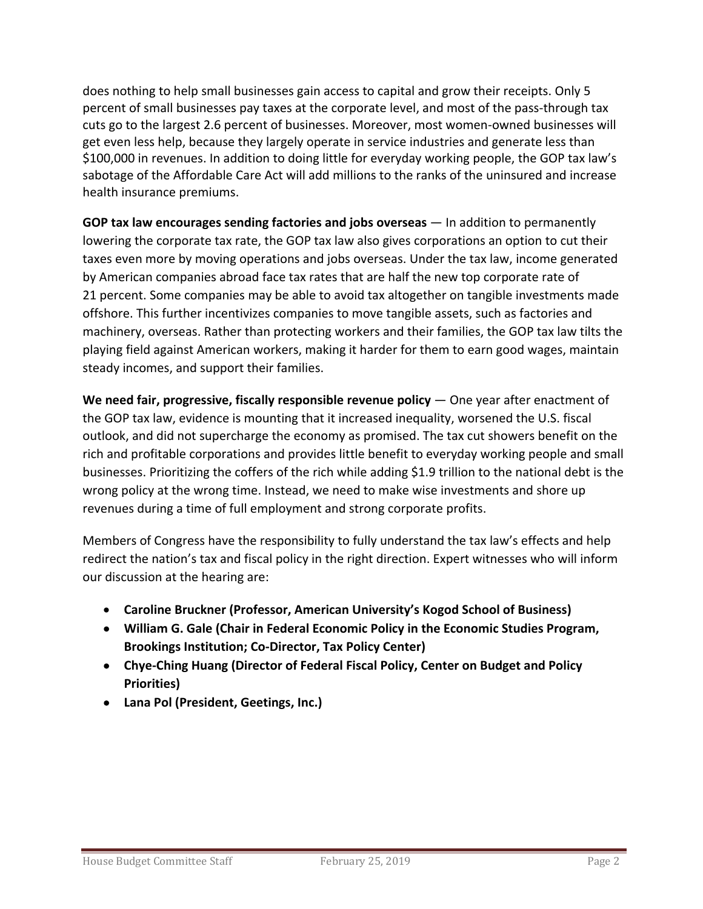does nothing to help small businesses gain access to capital and grow their receipts. Only 5 percent of small businesses pay taxes at the corporate level, and most of the pass-through tax cuts go to the largest 2.6 percent of businesses. Moreover, most women-owned businesses will get even less help, because they largely operate in service industries and generate less than $100,000 in revenues. In addition to doing little for everyday working people, the GOP tax law's sabotage of the Affordable Care Act will add millions to the ranks of the uninsured and increase health insurance premiums.

**GOP tax law encourages sending factories and jobs overseas** — In addition to permanently lowering the corporate tax rate, the GOP tax law also gives corporations an option to cut their taxes even more by moving operations and jobs overseas. Under the tax law, income generated by American companies abroad face tax rates that are half the new top corporate rate of 21 percent. Some companies may be able to avoid tax altogether on tangible investments made offshore. This further incentivizes companies to move tangible assets, such as factories and machinery, overseas. Rather than protecting workers and their families, the GOP tax law tilts the playing field against American workers, making it harder for them to earn good wages, maintain steady incomes, and support their families.

**We need fair, progressive, fiscally responsible revenue policy** — One year after enactment of the GOP tax law, evidence is mounting that it increased inequality, worsened the U.S. fiscal outlook, and did not supercharge the economy as promised. The tax cut showers benefit on the rich and profitable corporations and provides little benefit to everyday working people and small businesses. Prioritizing the coffers of the rich while adding $1.9 trillion to the national debt is the wrong policy at the wrong time. Instead, we need to make wise investments and shore up revenues during a time of full employment and strong corporate profits.

Members of Congress have the responsibility to fully understand the tax law's effects and help redirect the nation's tax and fiscal policy in the right direction. Expert witnesses who will inform our discussion at the hearing are:

- **Caroline Bruckner (Professor, American University's Kogod School of Business)**
- **William G. Gale (Chair in Federal Economic Policy in the Economic Studies Program, Brookings Institution; Co-Director, Tax Policy Center)**
- **Chye-Ching Huang (Director of Federal Fiscal Policy, Center on Budget and Policy Priorities)**
- **Lana Pol (President, Geetings, Inc.)**